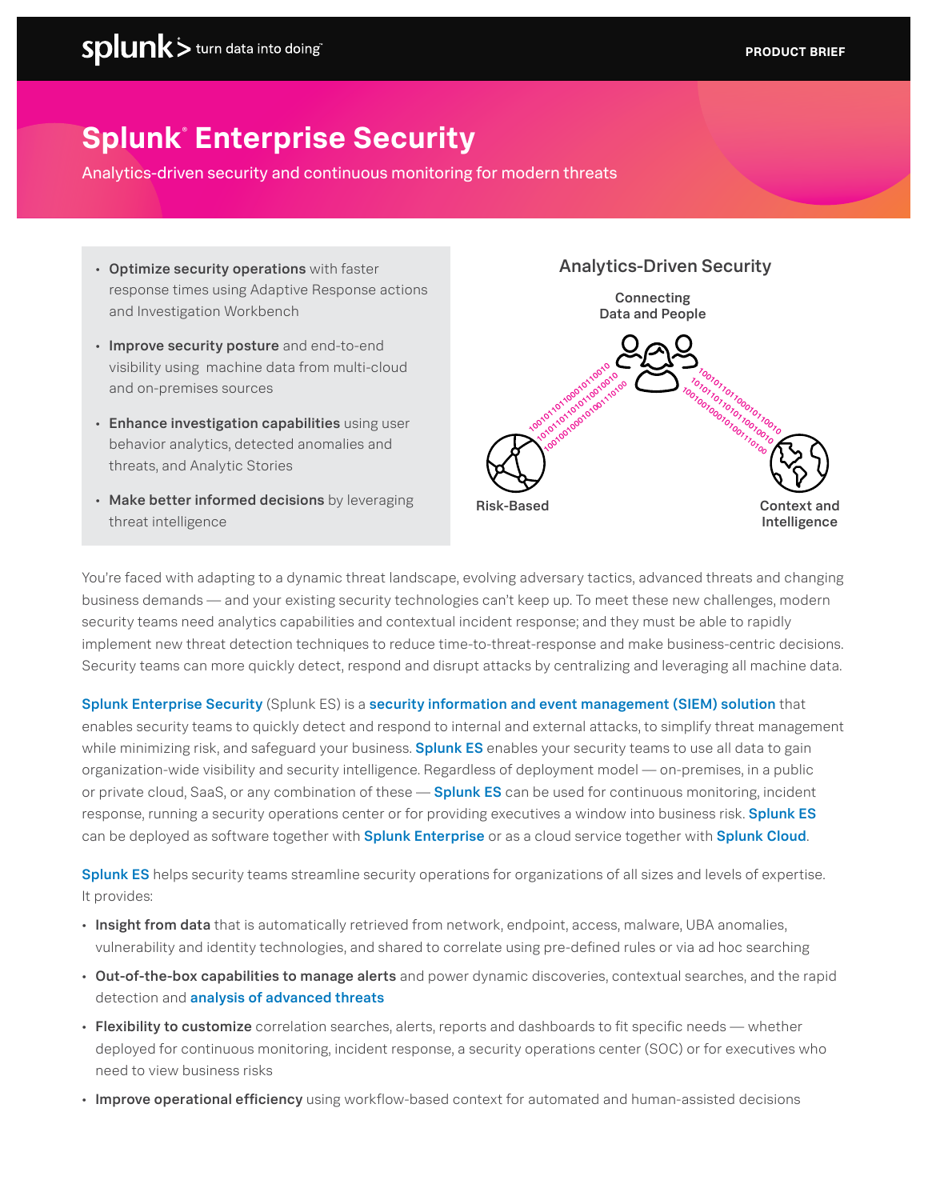# Splunk® Enterprise Security

Analytics-driven security and continuous monitoring for modern threats

- **Optimize security operations** with faster response times using Adaptive Response actions and Investigation Workbench
- **Improve security posture** and end-to-end visibility using machine data from multi-cloud and on-premises sources
- **Enhance investigation capabilities** using user behavior analytics, detected anomalies and threats, and Analytic Stories
- **Make better informed decisions** by leveraging threat intelligence

**Analytics-Driven Security**

Connecting Data and People

Risk-Based

Context and Intelligence

You're faced with adapting to a dynamic threat landscape, evolving adversary tactics, advanced threats and changing business demands — and your existing security technologies can't keep up. To meet these new challenges, modern security teams need analytics capabilities and contextual incident response; and they must be able to rapidly implement new threat detection techniques to reduce time-to-threat-response and make business-centric decisions. Security teams can more quickly detect, respond and disrupt attacks by centralizing and leveraging all machine data.

**Splunk Enterprise Security** (Splunk ES) is a **security information and event management (SIEM) solution** that enables security teams to quickly detect and respond to internal and external attacks, to simplify threat management while minimizing risk, and safeguard your business. **Splunk ES** enables your security teams to use all data to gain organization-wide visibility and security intelligence. Regardless of deployment model — on-premises, in a public or private cloud, SaaS, or any combination of these — **Splunk ES** can be used for continuous monitoring, incident response, running a security operations center or for providing executives a window into business risk. **Splunk ES** can be deployed as software together with **Splunk Enterprise** or as a cloud service together with **Splunk Cloud**.

**Splunk ES** helps security teams streamline security operations for organizations of all sizes and levels of expertise. It provides:

- **Insight from data** that is automatically retrieved from network, endpoint, access, malware, UBA anomalies, vulnerability and identity technologies, and shared to correlate using pre-defined rules or via ad hoc searching
- **Out-of-the-box capabilities to manage alerts** and power dynamic discoveries, contextual searches, and the rapid detection and **analysis of advanced threats**
- **Flexibility to customize** correlation searches, alerts, reports and dashboards to fit specific needs — whether deployed for continuous monitoring, incident response, a security operations center (SOC) or for executives who need to view business risks
- **Improve operational efficiency** using workflow-based context for automated and human-assisted decisions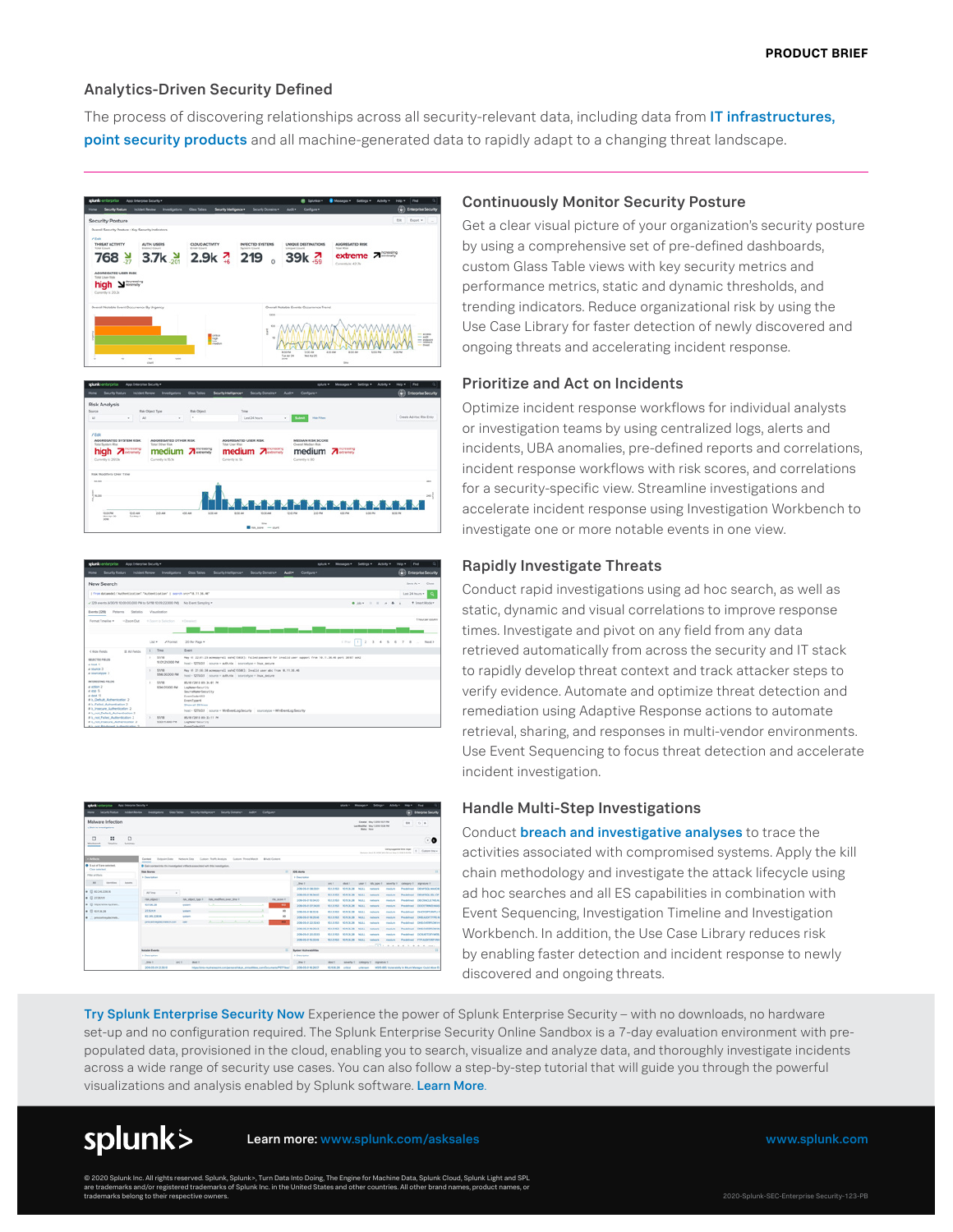PRODUCT BRIEF

## Analytics-Driven Security Defined

The process of discovering relationships across all security-relevant data, including data from IT infrastructures, point security products and all machine-generated data to rapidly adapt to a changing threat landscape.

### Continuously Monitor Security Posture

Get a clear visual picture of your organization's security posture by using a comprehensive set of pre-defined dashboards, custom Glass Table views with key security metrics and performance metrics, static and dynamic thresholds, and trending indicators. Reduce organizational risk by using the Use Case Library for faster detection of newly discovered and ongoing threats and accelerating incident response.

### Prioritize and Act on Incidents

Optimize incident response workflows for individual analysts or investigation teams by using centralized logs, alerts and incidents, UBA anomalies, pre-defined reports and correlations, incident response workflows with risk scores, and correlations for a security-specific view. Streamline investigations and accelerate incident response using Investigation Workbench to investigate one or more notable events in one view.

### Rapidly Investigate Threats

Conduct rapid investigations using ad hoc search, as well as static, dynamic and visual correlations to improve response times. Investigate and pivot on any field from any data retrieved automatically from across the security and IT stack to rapidly develop threat context and track attacker steps to verify evidence. Automate and optimize threat detection and remediation using Adaptive Response actions to automate retrieval, sharing, and responses in multi-vendor environments. Use Event Sequencing to focus threat detection and accelerate incident investigation.

### Handle Multi-Step Investigations

Conduct breach and investigative analyses to trace the activities associated with compromised systems. Apply the kill chain methodology and investigate the attack lifecycle using ad hoc searches and all ES capabilities in combination with Event Sequencing, Investigation Timeline and Investigation Workbench. In addition, the Use Case Library reduces risk by enabling faster detection and incident response to newly discovered and ongoing threats.

**Try Splunk Enterprise Security Now** Experience the power of Splunk Enterprise Security – with no downloads, no hardware set-up and no configuration required. The Splunk Enterprise Security Online Sandbox is a 7-day evaluation environment with pre-populated data, provisioned in the cloud, enabling you to search, visualize and analyze data, and thoroughly investigate incidents across a wide range of security use cases. You can also follow a step-by-step tutorial that will guide you through the powerful visualizations and analysis enabled by Splunk software. Learn More.

splunk>

**Learn more:** www.splunk.com/asksales

www.splunk.com

© 2020 Splunk Inc. All rights reserved. Splunk, Splunk>, Turn Data Into Doing, The Engine for Machine Data, Splunk Cloud, Splunk Light and SPL are trademarks and/or registered trademarks of Splunk Inc. in the United States and other countries. All other brand names, product names, or trademarks belong to their respective owners.

2020-Splunk-SEC-Enterprise Security-123-PB